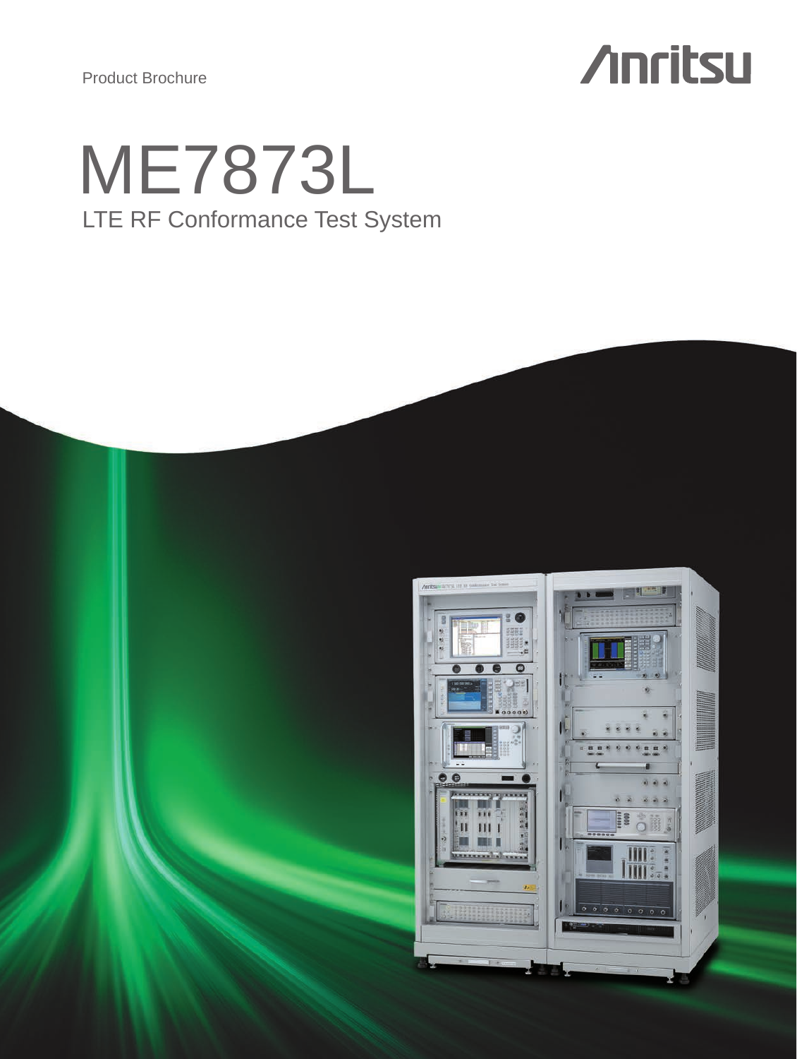Product Brochure

Anritsu

# ME7873L

## LTE RF Conformance Test System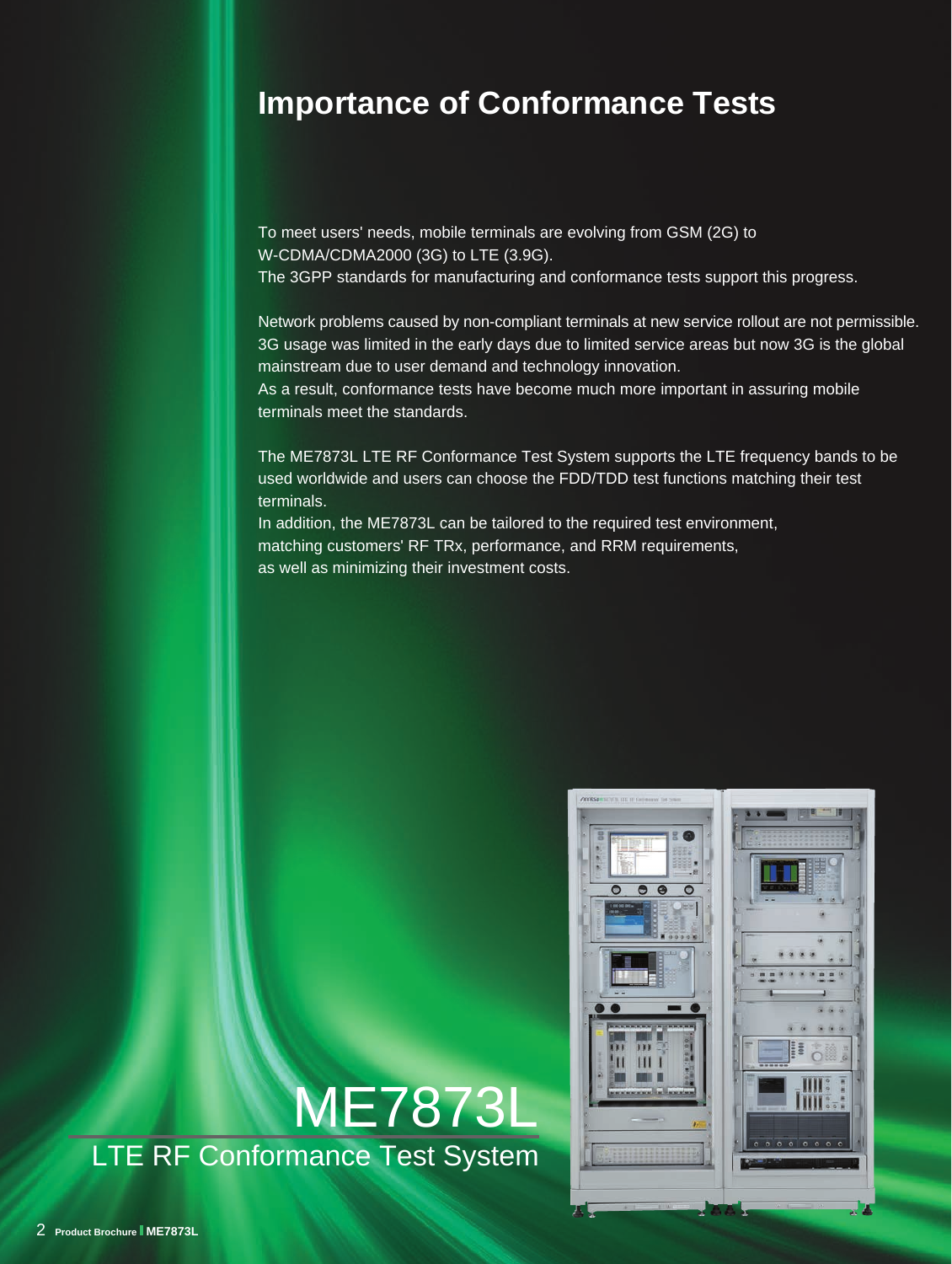# Importance of Conformance Tests

To meet users' needs, mobile terminals are evolving from GSM (2G) to W-CDMA/CDMA2000 (3G) to LTE (3.9G).
The 3GPP standards for manufacturing and conformance tests support this progress.

Network problems caused by non-compliant terminals at new service rollout are not permissible.
3G usage was limited in the early days due to limited service areas but now 3G is the global mainstream due to user demand and technology innovation.
As a result, conformance tests have become much more important in assuring mobile terminals meet the standards.

The ME7873L LTE RF Conformance Test System supports the LTE frequency bands to be used worldwide and users can choose the FDD/TDD test functions matching their test terminals.
In addition, the ME7873L can be tailored to the required test environment, matching customers' RF TRx, performance, and RRM requirements, as well as minimizing their investment costs.

# ME7873L

## LTE RF Conformance Test System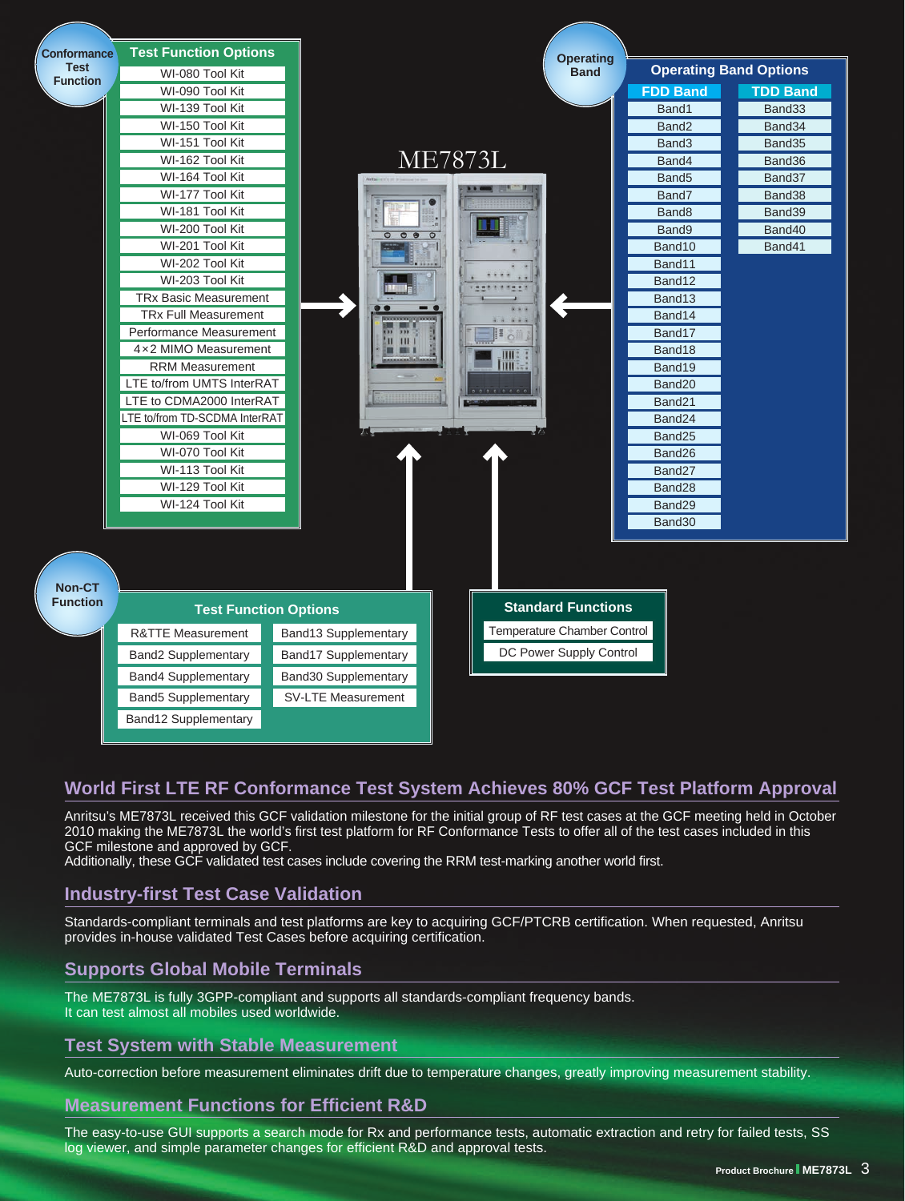**Conformance Test Function**

### Test Function Options

- WI-080 Tool Kit
- WI-090 Tool Kit
- WI-139 Tool Kit
- WI-150 Tool Kit
- WI-151 Tool Kit
- WI-162 Tool Kit
- WI-164 Tool Kit
- WI-177 Tool Kit
- WI-181 Tool Kit
- WI-200 Tool Kit
- WI-201 Tool Kit
- WI-202 Tool Kit
- WI-203 Tool Kit
- TRx Basic Measurement
- TRx Full Measurement
- Performance Measurement
- 4×2 MIMO Measurement
- RRM Measurement
- LTE to/from UMTS InterRAT
- LTE to CDMA2000 InterRAT
- LTE to/from TD-SCDMA InterRAT
- WI-069 Tool Kit
- WI-070 Tool Kit
- WI-113 Tool Kit
- WI-129 Tool Kit
- WI-124 Tool Kit

ME7873L

**Operating Band**

### Operating Band Options

| FDD Band | TDD Band |
|---|---|
| Band1 | Band33 |
| Band2 | Band34 |
| Band3 | Band35 |
| Band4 | Band36 |
| Band5 | Band37 |
| Band7 | Band38 |
| Band8 | Band39 |
| Band9 | Band40 |
| Band10 | Band41 |
| Band11 | |
| Band12 | |
| Band13 | |
| Band14 | |
| Band17 | |
| Band18 | |
| Band19 | |
| Band20 | |
| Band21 | |
| Band24 | |
| Band25 | |
| Band26 | |
| Band27 | |
| Band28 | |
| Band29 | |
| Band30 | |

**Non-CT Function**

### Test Function Options

- R&TTE Measurement
- Band2 Supplementary
- Band4 Supplementary
- Band5 Supplementary
- Band12 Supplementary
- Band13 Supplementary
- Band17 Supplementary
- Band30 Supplementary
- SV-LTE Measurement

### Standard Functions

- Temperature Chamber Control
- DC Power Supply Control

## World First LTE RF Conformance Test System Achieves 80% GCF Test Platform Approval

Anritsu's ME7873L received this GCF validation milestone for the initial group of RF test cases at the GCF meeting held in October 2010 making the ME7873L the world's first test platform for RF Conformance Tests to offer all of the test cases included in this GCF milestone and approved by GCF.
Additionally, these GCF validated test cases include covering the RRM test-marking another world first.

## Industry-first Test Case Validation

Standards-compliant terminals and test platforms are key to acquiring GCF/PTCRB certification. When requested, Anritsu provides in-house validated Test Cases before acquiring certification.

## Supports Global Mobile Terminals

The ME7873L is fully 3GPP-compliant and supports all standards-compliant frequency bands.
It can test almost all mobiles used worldwide.

## Test System with Stable Measurement

Auto-correction before measurement eliminates drift due to temperature changes, greatly improving measurement stability.

## Measurement Functions for Efficient R&D

The easy-to-use GUI supports a search mode for Rx and performance tests, automatic extraction and retry for failed tests, SS log viewer, and simple parameter changes for efficient R&D and approval tests.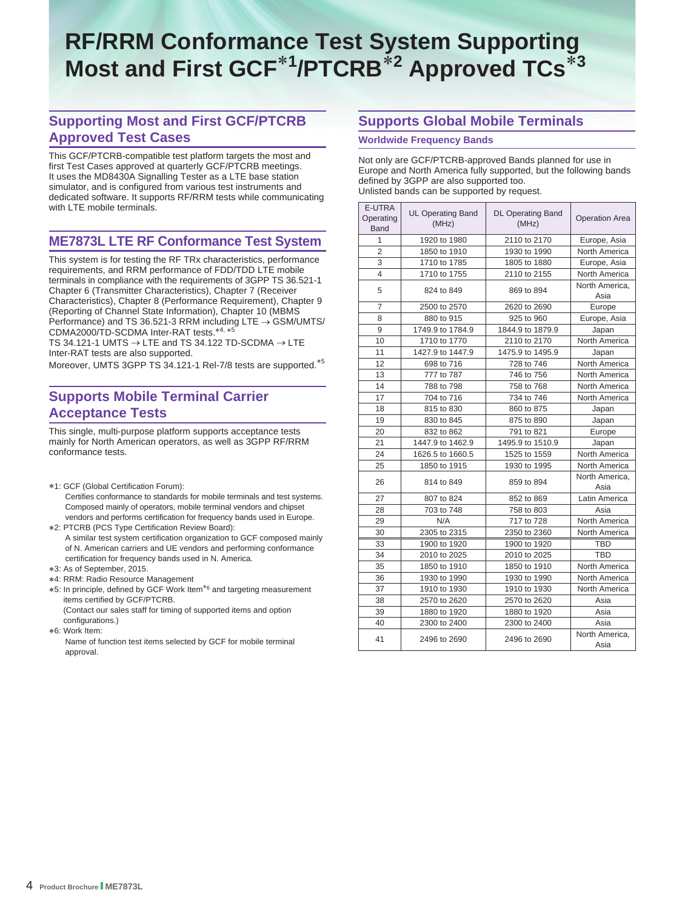# RF/RRM Conformance Test System Supporting Most and First GCF*1/PTCRB*2 Approved TCs*3

## Supporting Most and First GCF/PTCRB Approved Test Cases

This GCF/PTCRB-compatible test platform targets the most and first Test Cases approved at quarterly GCF/PTCRB meetings. It uses the MD8430A Signalling Tester as a LTE base station simulator, and is configured from various test instruments and dedicated software. It supports RF/RRM tests while communicating with LTE mobile terminals.

## ME7873L LTE RF Conformance Test System

This system is for testing the RF TRx characteristics, performance requirements, and RRM performance of FDD/TDD LTE mobile terminals in compliance with the requirements of 3GPP TS 36.521-1 Chapter 6 (Transmitter Characteristics), Chapter 7 (Receiver Characteristics), Chapter 8 (Performance Requirement), Chapter 9 (Reporting of Channel State Information), Chapter 10 (MBMS Performance) and TS 36.521-3 RRM including LTE → GSM/UMTS/CDMA2000/TD-SCDMA Inter-RAT tests.*4, *5
TS 34.121-1 UMTS → LTE and TS 34.122 TD-SCDMA → LTE Inter-RAT tests are also supported.
Moreover, UMTS 3GPP TS 34.121-1 Rel-7/8 tests are supported.*5

## Supports Mobile Terminal Carrier Acceptance Tests

This single, multi-purpose platform supports acceptance tests mainly for North American operators, as well as 3GPP RF/RRM conformance tests.

*1: GCF (Global Certification Forum):
Certifies conformance to standards for mobile terminals and test systems. Composed mainly of operators, mobile terminal vendors and chipset vendors and performs certification for frequency bands used in Europe.
*2: PTCRB (PCS Type Certification Review Board):
A similar test system certification organization to GCF composed mainly of N. American carriers and UE vendors and performing conformance certification for frequency bands used in N. America.
*3: As of September, 2015.
*4: RRM: Radio Resource Management
*5: In principle, defined by GCF Work Item*6 and targeting measurement items certified by GCF/PTCRB.
(Contact our sales staff for timing of supported items and option configurations.)
*6: Work Item:
Name of function test items selected by GCF for mobile terminal approval.

## Supports Global Mobile Terminals

### Worldwide Frequency Bands

Not only are GCF/PTCRB-approved Bands planned for use in Europe and North America fully supported, but the following bands defined by 3GPP are also supported too.
Unlisted bands can be supported by request.

| E-UTRA Operating Band | UL Operating Band (MHz) | DL Operating Band (MHz) | Operation Area |
|---|---|---|---|
| 1 | 1920 to 1980 | 2110 to 2170 | Europe, Asia |
| 2 | 1850 to 1910 | 1930 to 1990 | North America |
| 3 | 1710 to 1785 | 1805 to 1880 | Europe, Asia |
| 4 | 1710 to 1755 | 2110 to 2155 | North America |
| 5 | 824 to 849 | 869 to 894 | North America, Asia |
| 7 | 2500 to 2570 | 2620 to 2690 | Europe |
| 8 | 880 to 915 | 925 to 960 | Europe, Asia |
| 9 | 1749.9 to 1784.9 | 1844.9 to 1879.9 | Japan |
| 10 | 1710 to 1770 | 2110 to 2170 | North America |
| 11 | 1427.9 to 1447.9 | 1475.9 to 1495.9 | Japan |
| 12 | 698 to 716 | 728 to 746 | North America |
| 13 | 777 to 787 | 746 to 756 | North America |
| 14 | 788 to 798 | 758 to 768 | North America |
| 17 | 704 to 716 | 734 to 746 | North America |
| 18 | 815 to 830 | 860 to 875 | Japan |
| 19 | 830 to 845 | 875 to 890 | Japan |
| 20 | 832 to 862 | 791 to 821 | Europe |
| 21 | 1447.9 to 1462.9 | 1495.9 to 1510.9 | Japan |
| 24 | 1626.5 to 1660.5 | 1525 to 1559 | North America |
| 25 | 1850 to 1915 | 1930 to 1995 | North America |
| 26 | 814 to 849 | 859 to 894 | North America, Asia |
| 27 | 807 to 824 | 852 to 869 | Latin America |
| 28 | 703 to 748 | 758 to 803 | Asia |
| 29 | N/A | 717 to 728 | North America |
| 30 | 2305 to 2315 | 2350 to 2360 | North America |
| 33 | 1900 to 1920 | 1900 to 1920 | TBD |
| 34 | 2010 to 2025 | 2010 to 2025 | TBD |
| 35 | 1850 to 1910 | 1850 to 1910 | North America |
| 36 | 1930 to 1990 | 1930 to 1990 | North America |
| 37 | 1910 to 1930 | 1910 to 1930 | North America |
| 38 | 2570 to 2620 | 2570 to 2620 | Asia |
| 39 | 1880 to 1920 | 1880 to 1920 | Asia |
| 40 | 2300 to 2400 | 2300 to 2400 | Asia |
| 41 | 2496 to 2690 | 2496 to 2690 | North America, Asia |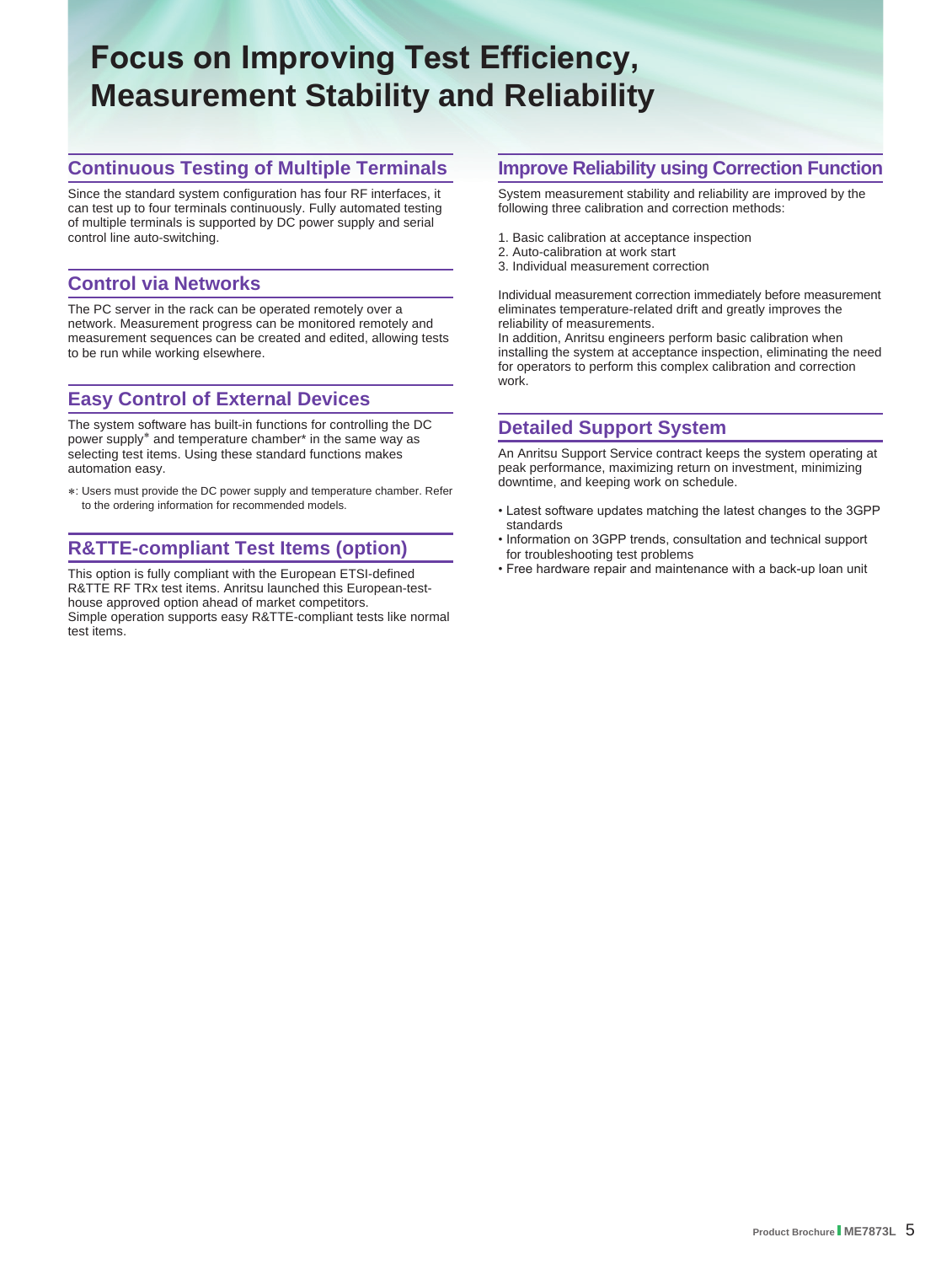# Focus on Improving Test Efficiency, Measurement Stability and Reliability

## Continuous Testing of Multiple Terminals

Since the standard system configuration has four RF interfaces, it can test up to four terminals continuously. Fully automated testing of multiple terminals is supported by DC power supply and serial control line auto-switching.

## Control via Networks

The PC server in the rack can be operated remotely over a network. Measurement progress can be monitored remotely and measurement sequences can be created and edited, allowing tests to be run while working elsewhere.

## Easy Control of External Devices

The system software has built-in functions for controlling the DC power supply* and temperature chamber* in the same way as selecting test items. Using these standard functions makes automation easy.

*: Users must provide the DC power supply and temperature chamber. Refer to the ordering information for recommended models.

## R&TTE-compliant Test Items (option)

This option is fully compliant with the European ETSI-defined R&TTE RF TRx test items. Anritsu launched this European-test-house approved option ahead of market competitors.
Simple operation supports easy R&TTE-compliant tests like normal test items.

## Improve Reliability using Correction Function

System measurement stability and reliability are improved by the following three calibration and correction methods:

1. Basic calibration at acceptance inspection
2. Auto-calibration at work start
3. Individual measurement correction

Individual measurement correction immediately before measurement eliminates temperature-related drift and greatly improves the reliability of measurements.
In addition, Anritsu engineers perform basic calibration when installing the system at acceptance inspection, eliminating the need for operators to perform this complex calibration and correction work.

## Detailed Support System

An Anritsu Support Service contract keeps the system operating at peak performance, maximizing return on investment, minimizing downtime, and keeping work on schedule.

- Latest software updates matching the latest changes to the 3GPP standards
- Information on 3GPP trends, consultation and technical support for troubleshooting test problems
- Free hardware repair and maintenance with a back-up loan unit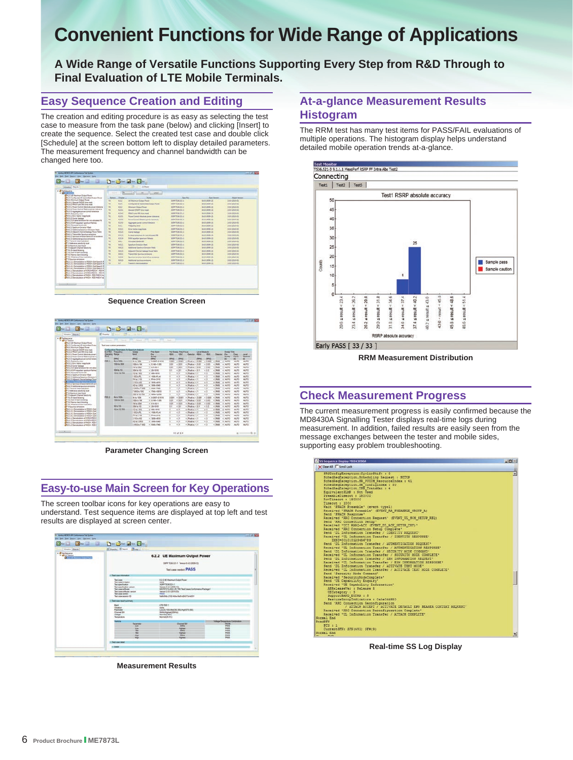# Convenient Functions for Wide Range of Applications

**A Wide Range of Versatile Functions Supporting Every Step from R&D Through to Final Evaluation of LTE Mobile Terminals.**

## Easy Sequence Creation and Editing

The creation and editing procedure is as easy as selecting the test case to measure from the task pane (below) and clicking [Insert] to create the sequence. Select the created test case and double click [Schedule] at the screen bottom left to display detailed parameters. The measurement frequency and channel bandwidth can be changed here too.

Sequence Creation Screen

Parameter Changing Screen

## Easy-to-use Main Screen for Key Operations

The screen toolbar icons for key operations are easy to understand. Test sequence items are displayed at top left and test results are displayed at screen center.

Measurement Results

## At-a-glance Measurement Results Histogram

The RRM test has many test items for PASS/FAIL evaluations of multiple operations. The histogram display helps understand detailed mobile operation trends at-a-glance.

RRM Measurement Distribution

## Check Measurement Progress

The current measurement progress is easily confirmed because the MD8430A Signalling Tester displays real-time logs during measurement. In addition, failed results are easily seen from the message exchanges between the tester and mobile sides, supporting easy problem troubleshooting.

Real-time SS Log Display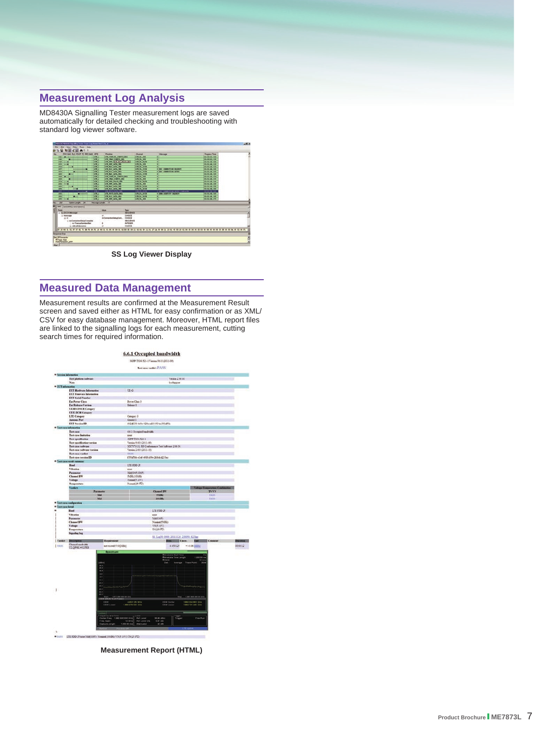## Measurement Log Analysis

MD8430A Signalling Tester measurement logs are saved automatically for detailed checking and troubleshooting with standard log viewer software.

**SS Log Viewer Display**

## Measured Data Management

Measurement results are confirmed at the Measurement Result screen and saved either as HTML for easy confirmation or as XML/CSV for easy database management. Moreover, HTML report files are linked to the signalling logs for each measurement, cutting search times for required information.

**Measurement Report (HTML)**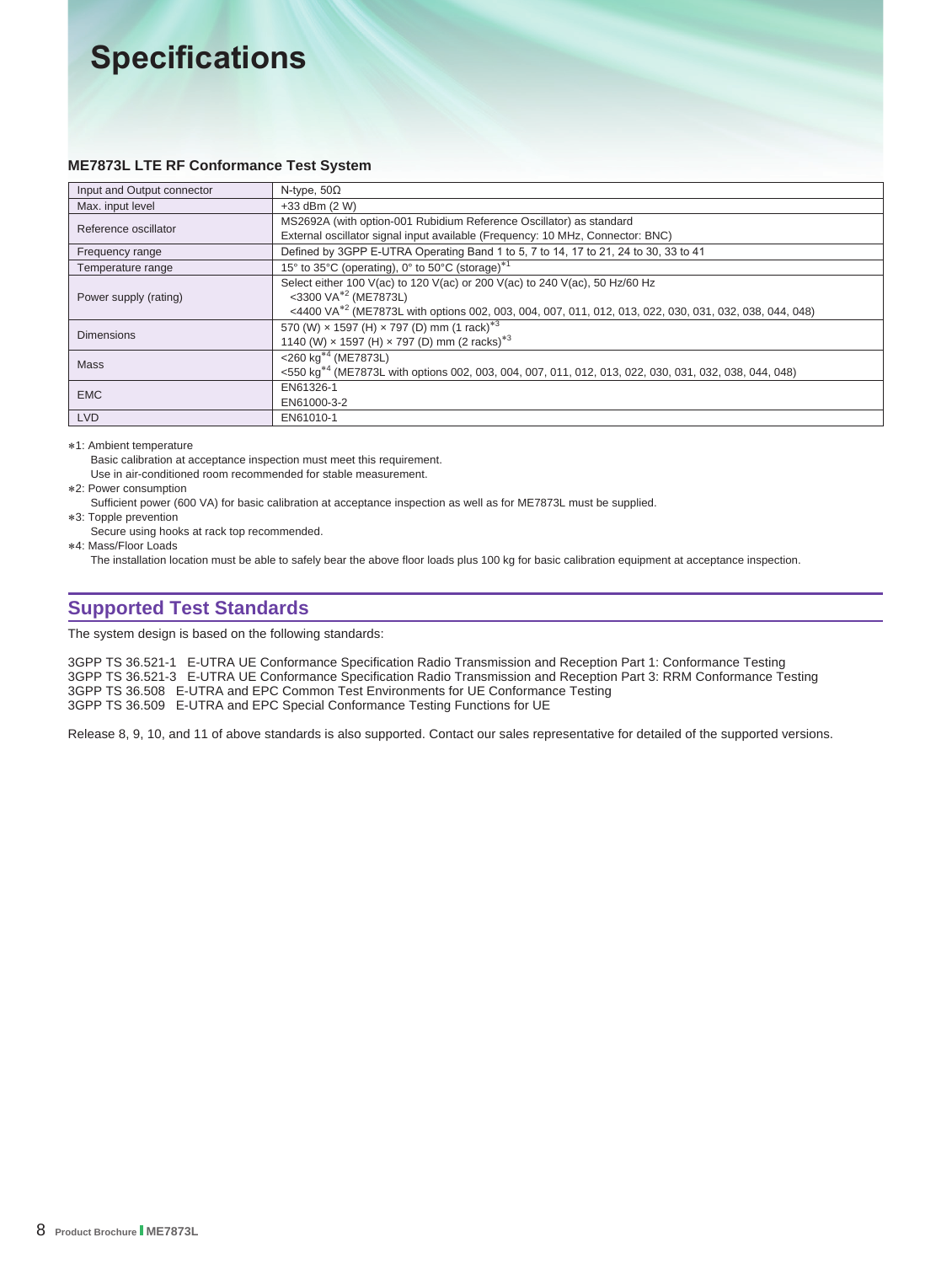# Specifications

### ME7873L LTE RF Conformance Test System

| | |
|---|---|
| Input and Output connector | N-type, 50Ω |
| Max. input level | +33 dBm (2 W) |
| Reference oscillator | MS2692A (with option-001 Rubidium Reference Oscillator) as standard<br>External oscillator signal input available (Frequency: 10 MHz, Connector: BNC) |
| Frequency range | Defined by 3GPP E-UTRA Operating Band 1 to 5, 7 to 14, 17 to 21, 24 to 30, 33 to 41 |
| Temperature range | 15° to 35°C (operating), 0° to 50°C (storage)*1 |
| Power supply (rating) | Select either 100 V(ac) to 120 V(ac) or 200 V(ac) to 240 V(ac), 50 Hz/60 Hz<br><3300 VA*2 (ME7873L)<br><4400 VA*2 (ME7873L with options 002, 003, 004, 007, 011, 012, 013, 022, 030, 031, 032, 038, 044, 048) |
| Dimensions | 570 (W) × 1597 (H) × 797 (D) mm (1 rack)*3<br>1140 (W) × 1597 (H) × 797 (D) mm (2 racks)*3 |
| Mass | <260 kg*4 (ME7873L)<br><550 kg*4 (ME7873L with options 002, 003, 004, 007, 011, 012, 013, 022, 030, 031, 032, 038, 044, 048) |
| EMC | EN61326-1<br>EN61000-3-2 |
| LVD | EN61010-1 |

*1: Ambient temperature
  Basic calibration at acceptance inspection must meet this requirement.
  Use in air-conditioned room recommended for stable measurement.

*2: Power consumption
  Sufficient power (600 VA) for basic calibration at acceptance inspection as well as for ME7873L must be supplied.

*3: Topple prevention
  Secure using hooks at rack top recommended.

*4: Mass/Floor Loads
  The installation location must be able to safely bear the above floor loads plus 100 kg for basic calibration equipment at acceptance inspection.

## Supported Test Standards

The system design is based on the following standards:

3GPP TS 36.521-1 E-UTRA UE Conformance Specification Radio Transmission and Reception Part 1: Conformance Testing
3GPP TS 36.521-3 E-UTRA UE Conformance Specification Radio Transmission and Reception Part 3: RRM Conformance Testing
3GPP TS 36.508 E-UTRA and EPC Common Test Environments for UE Conformance Testing
3GPP TS 36.509 E-UTRA and EPC Special Conformance Testing Functions for UE

Release 8, 9, 10, and 11 of above standards is also supported. Contact our sales representative for detailed of the supported versions.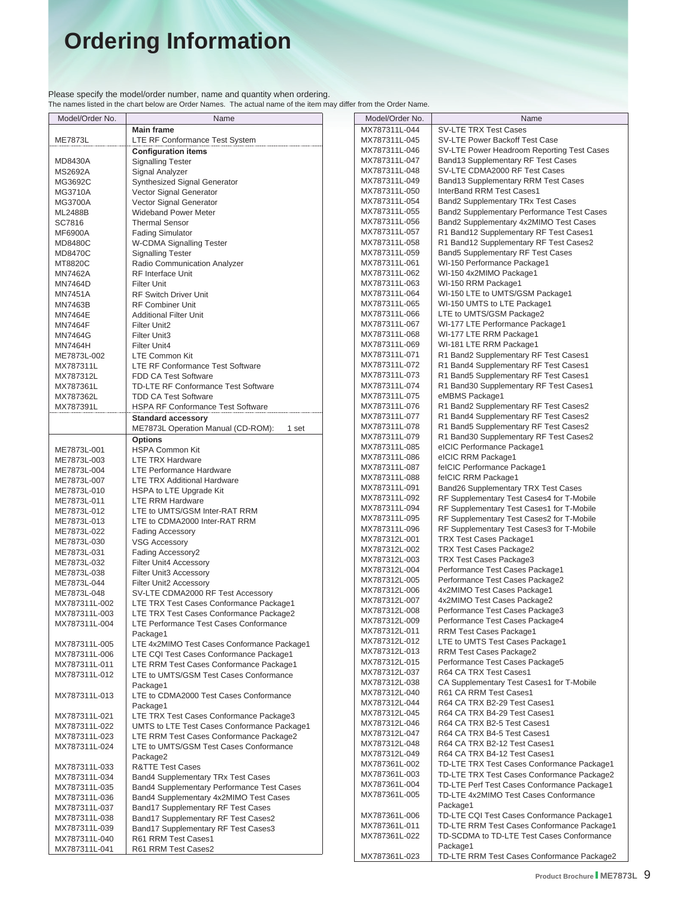# Ordering Information

Please specify the model/order number, name and quantity when ordering.
The names listed in the chart below are Order Names. The actual name of the item may differ from the Order Name.

| Model/Order No. | Name |
|---|---|
| | **Main frame** |
| ME7873L | LTE RF Conformance Test System |
| | **Configuration items** |
| MD8430A | Signalling Tester |
| MS2692A | Signal Analyzer |
| MG3692C | Synthesized Signal Generator |
| MG3710A | Vector Signal Generator |
| MG3700A | Vector Signal Generator |
| ML2488B | Wideband Power Meter |
| SC7816 | Thermal Sensor |
| MF6900A | Fading Simulator |
| MD8480C | W-CDMA Signalling Tester |
| MD8470C | Signalling Tester |
| MT8820C | Radio Communication Analyzer |
| MN7462A | RF Interface Unit |
| MN7464D | Filter Unit |
| MN7451A | RF Switch Driver Unit |
| MN7463B | RF Combiner Unit |
| MN7464E | Additional Filter Unit |
| MN7464F | Filter Unit2 |
| MN7464G | Filter Unit3 |
| MN7464H | Filter Unit4 |
| ME7873L-002 | LTE Common Kit |
| MX787311L | LTE RF Conformance Test Software |
| MX787312L | FDD CA Test Software |
| MX787361L | TD-LTE RF Conformance Test Software |
| MX787362L | TDD CA Test Software |
| MX787391L | HSPA RF Conformance Test Software |
| | **Standard accessory** |
| | ME7873L Operation Manual (CD-ROM): 1 set |
| | **Options** |
| ME7873L-001 | HSPA Common Kit |
| ME7873L-003 | LTE TRX Hardware |
| ME7873L-004 | LTE Performance Hardware |
| ME7873L-007 | LTE TRX Additional Hardware |
| ME7873L-010 | HSPA to LTE Upgrade Kit |
| ME7873L-011 | LTE RRM Hardware |
| ME7873L-012 | LTE to UMTS/GSM Inter-RAT RRM |
| ME7873L-013 | LTE to CDMA2000 Inter-RAT RRM |
| ME7873L-022 | Fading Accessory |
| ME7873L-030 | VSG Accessory |
| ME7873L-031 | Fading Accessory2 |
| ME7873L-032 | Filter Unit4 Accessory |
| ME7873L-038 | Filter Unit3 Accessory |
| ME7873L-044 | Filter Unit2 Accessory |
| ME7873L-048 | SV-LTE CDMA2000 RF Test Accessory |
| MX787311L-002 | LTE TRX Test Cases Conformance Package1 |
| MX787311L-003 | LTE TRX Test Cases Conformance Package2 |
| MX787311L-004 | LTE Performance Test Cases Conformance Package1 |
| MX787311L-005 | LTE 4x2MIMO Test Cases Conformance Package1 |
| MX787311L-006 | LTE CQI Test Cases Conformance Package1 |
| MX787311L-011 | LTE RRM Test Cases Conformance Package1 |
| MX787311L-012 | LTE to UMTS/GSM Test Cases Conformance Package1 |
| MX787311L-013 | LTE to CDMA2000 Test Cases Conformance Package1 |
| MX787311L-021 | LTE TRX Test Cases Conformance Package3 |
| MX787311L-022 | UMTS to LTE Test Cases Conformance Package1 |
| MX787311L-023 | LTE RRM Test Cases Conformance Package2 |
| MX787311L-024 | LTE to UMTS/GSM Test Cases Conformance Package2 |
| MX787311L-033 | R&TTE Test Cases |
| MX787311L-034 | Band4 Supplementary TRx Test Cases |
| MX787311L-035 | Band4 Supplementary Performance Test Cases |
| MX787311L-036 | Band4 Supplementary 4x2MIMO Test Cases |
| MX787311L-037 | Band17 Supplementary RF Test Cases |
| MX787311L-038 | Band17 Supplementary RF Test Cases2 |
| MX787311L-039 | Band17 Supplementary RF Test Cases3 |
| MX787311L-040 | R61 RRM Test Cases1 |
| MX787311L-041 | R61 RRM Test Cases2 |
| MX787311L-044 | SV-LTE TRX Test Cases |
| MX787311L-045 | SV-LTE Power Backoff Test Case |
| MX787311L-046 | SV-LTE Power Headroom Reporting Test Cases |
| MX787311L-047 | Band13 Supplementary RF Test Cases |
| MX787311L-048 | SV-LTE CDMA2000 RF Test Cases |
| MX787311L-049 | Band13 Supplementary RRM Test Cases |
| MX787311L-050 | InterBand RRM Test Cases1 |
| MX787311L-054 | Band2 Supplementary TRx Test Cases |
| MX787311L-055 | Band2 Supplementary Performance Test Cases |
| MX787311L-056 | Band2 Supplementary 4x2MIMO Test Cases |
| MX787311L-057 | R1 Band12 Supplementary RF Test Cases1 |
| MX787311L-058 | R1 Band12 Supplementary RF Test Cases2 |
| MX787311L-059 | Band5 Supplementary RF Test Cases |
| MX787311L-061 | WI-150 Performance Package1 |
| MX787311L-062 | WI-150 4x2MIMO Package1 |
| MX787311L-063 | WI-150 RRM Package1 |
| MX787311L-064 | WI-150 LTE to UMTS/GSM Package1 |
| MX787311L-065 | WI-150 UMTS to LTE Package1 |
| MX787311L-066 | LTE to UMTS/GSM Package2 |
| MX787311L-067 | WI-177 LTE Performance Package1 |
| MX787311L-068 | WI-177 LTE RRM Package1 |
| MX787311L-069 | WI-181 LTE RRM Package1 |
| MX787311L-071 | R1 Band2 Supplementary RF Test Cases1 |
| MX787311L-072 | R1 Band4 Supplementary RF Test Cases1 |
| MX787311L-073 | R1 Band5 Supplementary RF Test Cases1 |
| MX787311L-074 | R1 Band30 Supplementary RF Test Cases1 |
| MX787311L-075 | eMBMS Package1 |
| MX787311L-076 | R1 Band2 Supplementary RF Test Cases2 |
| MX787311L-077 | R1 Band4 Supplementary RF Test Cases2 |
| MX787311L-078 | R1 Band5 Supplementary RF Test Cases2 |
| MX787311L-079 | R1 Band30 Supplementary RF Test Cases2 |
| MX787311L-085 | eICIC Performance Package1 |
| MX787311L-086 | eICIC RRM Package1 |
| MX787311L-087 | feICIC Performance Package1 |
| MX787311L-088 | feICIC RRM Package1 |
| MX787311L-091 | Band26 Supplementary TRX Test Cases |
| MX787311L-092 | RF Supplementary Test Cases4 for T-Mobile |
| MX787311L-094 | RF Supplementary Test Cases1 for T-Mobile |
| MX787311L-095 | RF Supplementary Test Cases2 for T-Mobile |
| MX787311L-096 | RF Supplementary Test Cases3 for T-Mobile |
| MX787312L-001 | TRX Test Cases Package1 |
| MX787312L-002 | TRX Test Cases Package2 |
| MX787312L-003 | TRX Test Cases Package3 |
| MX787312L-004 | Performance Test Cases Package1 |
| MX787312L-005 | Performance Test Cases Package2 |
| MX787312L-006 | 4x2MIMO Test Cases Package1 |
| MX787312L-007 | 4x2MIMO Test Cases Package2 |
| MX787312L-008 | Performance Test Cases Package3 |
| MX787312L-009 | Performance Test Cases Package4 |
| MX787312L-011 | RRM Test Cases Package1 |
| MX787312L-012 | LTE to UMTS Test Cases Package1 |
| MX787312L-013 | RRM Test Cases Package2 |
| MX787312L-015 | Performance Test Cases Package5 |
| MX787312L-037 | R64 CA TRX Test Cases1 |
| MX787312L-038 | CA Supplementary Test Cases1 for T-Mobile |
| MX787312L-040 | R61 CA RRM Test Cases1 |
| MX787312L-044 | R64 CA TRX B2-29 Test Cases1 |
| MX787312L-045 | R64 CA TRX B4-29 Test Cases1 |
| MX787312L-046 | R64 CA TRX B2-5 Test Cases1 |
| MX787312L-047 | R64 CA TRX B4-5 Test Cases1 |
| MX787312L-048 | R64 CA TRX B2-12 Test Cases1 |
| MX787312L-049 | R64 CA TRX B4-12 Test Cases1 |
| MX787361L-002 | TD-LTE TRX Test Cases Conformance Package1 |
| MX787361L-003 | TD-LTE TRX Test Cases Conformance Package2 |
| MX787361L-004 | TD-LTE Perf Test Cases Conformance Package1 |
| MX787361L-005 | TD-LTE 4x2MIMO Test Cases Conformance Package1 |
| MX787361L-006 | TD-LTE CQI Test Cases Conformance Package1 |
| MX787361L-011 | TD-LTE RRM Test Cases Conformance Package1 |
| MX787361L-022 | TD-SCDMA to TD-LTE Test Cases Conformance Package1 |
| MX787361L-023 | TD-LTE RRM Test Cases Conformance Package2 |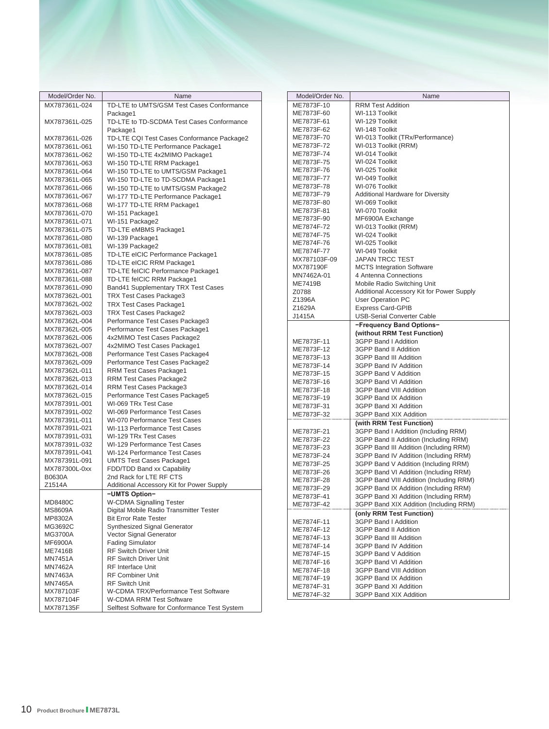| Model/Order No. | Name |
|---|---|
| MX787361L-024 | TD-LTE to UMTS/GSM Test Cases Conformance Package1 |
| MX787361L-025 | TD-LTE to TD-SCDMA Test Cases Conformance Package1 |
| MX787361L-026 | TD-LTE CQI Test Cases Conformance Package2 |
| MX787361L-061 | WI-150 TD-LTE Performance Package1 |
| MX787361L-062 | WI-150 TD-LTE 4x2MIMO Package1 |
| MX787361L-063 | WI-150 TD-LTE RRM Package1 |
| MX787361L-064 | WI-150 TD-LTE to UMTS/GSM Package1 |
| MX787361L-065 | WI-150 TD-LTE to TD-SCDMA Package1 |
| MX787361L-066 | WI-150 TD-LTE to UMTS/GSM Package2 |
| MX787361L-067 | WI-177 TD-LTE Performance Package1 |
| MX787361L-068 | WI-177 TD-LTE RRM Package1 |
| MX787361L-070 | WI-151 Package1 |
| MX787361L-071 | WI-151 Package2 |
| MX787361L-075 | TD-LTE eMBMS Package1 |
| MX787361L-080 | WI-139 Package1 |
| MX787361L-081 | WI-139 Package2 |
| MX787361L-085 | TD-LTE eICIC Performance Package1 |
| MX787361L-086 | TD-LTE eICIC RRM Package1 |
| MX787361L-087 | TD-LTE feICIC Performance Package1 |
| MX787361L-088 | TD-LTE feICIC RRM Package1 |
| MX787361L-090 | Band41 Supplementary TRX Test Cases |
| MX787362L-001 | TRX Test Cases Package3 |
| MX787362L-002 | TRX Test Cases Package1 |
| MX787362L-003 | TRX Test Cases Package2 |
| MX787362L-004 | Performance Test Cases Package3 |
| MX787362L-005 | Performance Test Cases Package1 |
| MX787362L-006 | 4x2MIMO Test Cases Package2 |
| MX787362L-007 | 4x2MIMO Test Cases Package1 |
| MX787362L-008 | Performance Test Cases Package4 |
| MX787362L-009 | Performance Test Cases Package2 |
| MX787362L-011 | RRM Test Cases Package1 |
| MX787362L-013 | RRM Test Cases Package2 |
| MX787362L-014 | RRM Test Cases Package3 |
| MX787362L-015 | Performance Test Cases Package5 |
| MX787391L-001 | WI-069 TRx Test Case |
| MX787391L-002 | WI-069 Performance Test Cases |
| MX787391L-011 | WI-070 Performance Test Cases |
| MX787391L-021 | WI-113 Performance Test Cases |
| MX787391L-031 | WI-129 TRx Test Cases |
| MX787391L-032 | WI-129 Performance Test Cases |
| MX787391L-041 | WI-124 Performance Test Cases |
| MX787391L-091 | UMTS Test Cases Package1 |
| MX787300L-0xx | FDD/TDD Band xx Capability |
| B0630A | 2nd Rack for LTE RF CTS |
| Z1514A | Additional Accessory Kit for Power Supply |
| | **–UMTS Option–** |
| MD8480C | W-CDMA Signalling Tester |
| MS8609A | Digital Mobile Radio Transmitter Tester |
| MP8302A | Bit Error Rate Tester |
| MG3692C | Synthesized Signal Generator |
| MG3700A | Vector Signal Generator |
| MF6900A | Fading Simulator |
| ME7416B | RF Switch Driver Unit |
| MN7451A | RF Switch Driver Unit |
| MN7462A | RF Interface Unit |
| MN7463A | RF Combiner Unit |
| MN7465A | RF Switch Unit |
| MX787103F | W-CDMA TRX/Performance Test Software |
| MX787104F | W-CDMA RRM Test Software |
| MX787135F | Selftest Software for Conformance Test System |

| Model/Order No. | Name |
|---|---|
| ME7873F-10 | RRM Test Addition |
| ME7873F-60 | WI-113 Toolkit |
| ME7873F-61 | WI-129 Toolkit |
| ME7873F-62 | WI-148 Toolkit |
| ME7873F-70 | WI-013 Toolkit (TRx/Performance) |
| ME7873F-72 | WI-013 Toolkit (RRM) |
| ME7873F-74 | WI-014 Toolkit |
| ME7873F-75 | WI-024 Toolkit |
| ME7873F-76 | WI-025 Toolkit |
| ME7873F-77 | WI-049 Toolkit |
| ME7873F-78 | WI-076 Toolkit |
| ME7873F-79 | Additional Hardware for Diversity |
| ME7873F-80 | WI-069 Toolkit |
| ME7873F-81 | WI-070 Toolkit |
| ME7873F-90 | MF6900A Exchange |
| ME7874F-72 | WI-013 Toolkit (RRM) |
| ME7874F-75 | WI-024 Toolkit |
| ME7874F-76 | WI-025 Toolkit |
| ME7874F-77 | WI-049 Toolkit |
| MX787103F-09 | JAPAN TRCC TEST |
| MX787190F | MCTS Integration Software |
| MN7462A-01 | 4 Antenna Connections |
| ME7419B | Mobile Radio Switching Unit |
| Z0788 | Additional Accessory Kit for Power Supply |
| Z1396A | User Operation PC |
| Z1629A | Express Card-GPIB |
| J1415A | USB-Serial Converter Cable |
| | **–Frequency Band Options–** |
| | **(without RRM Test Function)** |
| ME7873F-11 | 3GPP Band I Addition |
| ME7873F-12 | 3GPP Band II Addition |
| ME7873F-13 | 3GPP Band III Addition |
| ME7873F-14 | 3GPP Band IV Addition |
| ME7873F-15 | 3GPP Band V Addition |
| ME7873F-16 | 3GPP Band VI Addition |
| ME7873F-18 | 3GPP Band VIII Addition |
| ME7873F-19 | 3GPP Band IX Addition |
| ME7873F-31 | 3GPP Band XI Addition |
| ME7873F-32 | 3GPP Band XIX Addition |
| | **(with RRM Test Function)** |
| ME7873F-21 | 3GPP Band I Addition (Including RRM) |
| ME7873F-22 | 3GPP Band II Addition (Including RRM) |
| ME7873F-23 | 3GPP Band III Addition (Including RRM) |
| ME7873F-24 | 3GPP Band IV Addition (Including RRM) |
| ME7873F-25 | 3GPP Band V Addition (Including RRM) |
| ME7873F-26 | 3GPP Band VI Addition (Including RRM) |
| ME7873F-28 | 3GPP Band VIII Addition (Including RRM) |
| ME7873F-29 | 3GPP Band IX Addition (Including RRM) |
| ME7873F-41 | 3GPP Band XI Addition (Including RRM) |
| ME7873F-42 | 3GPP Band XIX Addition (Including RRM) |
| | **(only RRM Test Function)** |
| ME7874F-11 | 3GPP Band I Addition |
| ME7874F-12 | 3GPP Band II Addition |
| ME7874F-13 | 3GPP Band III Addition |
| ME7874F-14 | 3GPP Band IV Addition |
| ME7874F-15 | 3GPP Band V Addition |
| ME7874F-16 | 3GPP Band VI Addition |
| ME7874F-18 | 3GPP Band VIII Addition |
| ME7874F-19 | 3GPP Band IX Addition |
| ME7874F-31 | 3GPP Band XI Addition |
| ME7874F-32 | 3GPP Band XIX Addition |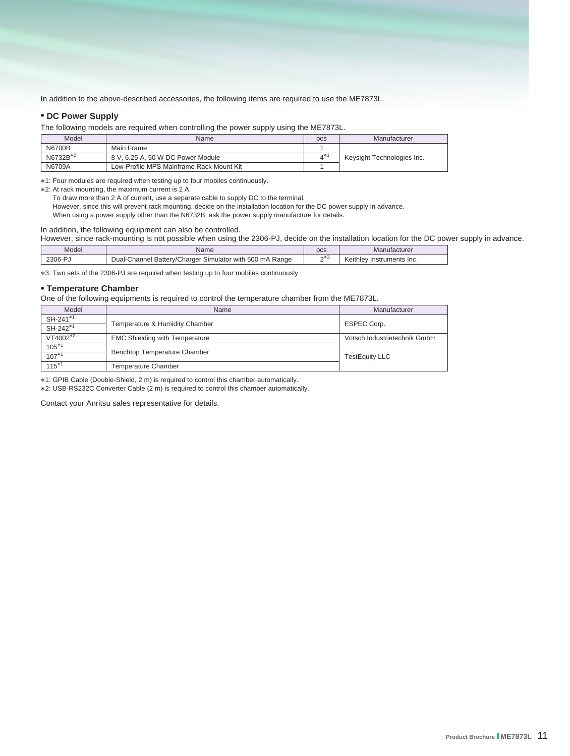In addition to the above-described accessories, the following items are required to use the ME7873L.

## • DC Power Supply

The following models are required when controlling the power supply using the ME7873L.

| Model | Name | pcs | Manufacturer |
|---|---|---|---|
| N6700B | Main Frame | 1 | Keysight Technologies Inc. |
| N6732B*2 | 8 V, 6.25 A, 50 W DC Power Module | 4*1 | |
| N6709A | Low-Profile MPS Mainframe Rack Mount Kit | 1 | |

*1: Four modules are required when testing up to four mobiles continuously.
*2: At rack mounting, the maximum current is 2 A.
To draw more than 2 A of current, use a separate cable to supply DC to the terminal.
However, since this will prevent rack mounting, decide on the installation location for the DC power supply in advance.
When using a power supply other than the N6732B, ask the power supply manufacture for details.

In addition, the following equipment can also be controlled.
However, since rack-mounting is not possible when using the 2306-PJ, decide on the installation location for the DC power supply in advance.

| Model | Name | pcs | Manufacturer |
|---|---|---|---|
| 2306-PJ | Dual-Channel Battery/Charger Simulator with 500 mA Range | 2*3 | Keithley Instruments Inc. |

*3: Two sets of the 2306-PJ are required when testing up to four mobiles continuously.

## • Temperature Chamber

One of the following equipments is required to control the temperature chamber from the ME7873L.

| Model | Name | Manufacturer |
|---|---|---|
| SH-241*1 | Temperature & Humidity Chamber | ESPEC Corp. |
| SH-242*1 | | |
| VT4002*2 | EMC Shielding with Temperature | Votsch Industrietechnik GmbH |
| 105*1 | Benchtop Temperature Chamber | TestEquity LLC |
| 107*1 | | |
| 115*1 | Temperature Chamber | |

*1: GPIB Cable (Double-Shield, 2 m) is required to control this chamber automatically.
*2: USB-RS232C Converter Cable (2 m) is required to control this chamber automatically.

Contact your Anritsu sales representative for details.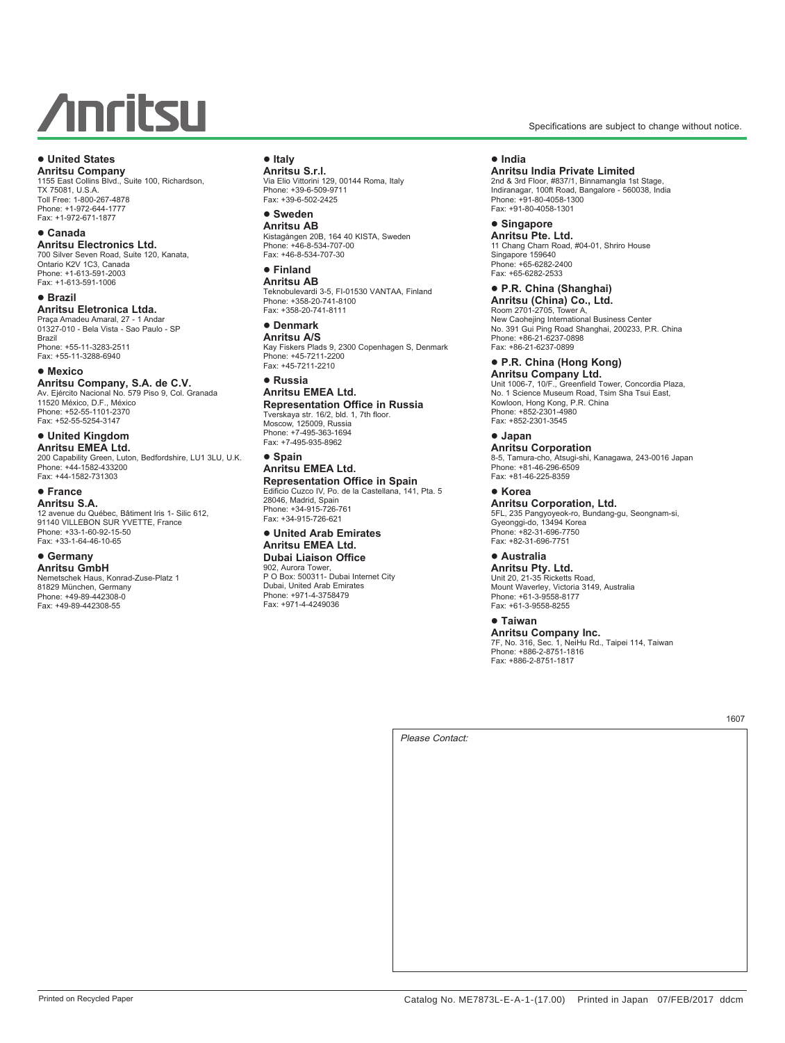Anritsu

Specifications are subject to change without notice.

- **United States**

**Anritsu Company**
1155 East Collins Blvd., Suite 100, Richardson,
TX 75081, U.S.A.
Toll Free: 1-800-267-4878
Phone: +1-972-644-1777
Fax: +1-972-671-1877

- **Canada**

**Anritsu Electronics Ltd.**
700 Silver Seven Road, Suite 120, Kanata,
Ontario K2V 1C3, Canada
Phone: +1-613-591-2003
Fax: +1-613-591-1006

- **Brazil**

**Anritsu Eletronica Ltda.**
Praça Amadeu Amaral, 27 - 1 Andar
01327-010 - Bela Vista - Sao Paulo - SP
Brazil
Phone: +55-11-3283-2511
Fax: +55-11-3288-6940

- **Mexico**

**Anritsu Company, S.A. de C.V.**
Av. Ejército Nacional No. 579 Piso 9, Col. Granada
11520 México, D.F., México
Phone: +52-55-1101-2370
Fax: +52-55-5254-3147

- **United Kingdom**

**Anritsu EMEA Ltd.**
200 Capability Green, Luton, Bedfordshire, LU1 3LU, U.K.
Phone: +44-1582-433200
Fax: +44-1582-731303

- **France**

**Anritsu S.A.**
12 avenue du Québec, Bâtiment Iris 1- Silic 612,
91140 VILLEBON SUR YVETTE, France
Phone: +33-1-60-92-15-50
Fax: +33-1-64-46-10-65

- **Germany**

**Anritsu GmbH**
Nemetschek Haus, Konrad-Zuse-Platz 1
81829 München, Germany
Phone: +49-89-442308-0
Fax: +49-89-442308-55

- **Italy**

**Anritsu S.r.l.**
Via Elio Vittorini 129, 00144 Roma, Italy
Phone: +39-6-509-9711
Fax: +39-6-502-2425

- **Sweden**

**Anritsu AB**
Kistagången 20B, 164 40 KISTA, Sweden
Phone: +46-8-534-707-00
Fax: +46-8-534-707-30

- **Finland**

**Anritsu AB**
Teknobulevardi 3-5, FI-01530 VANTAA, Finland
Phone: +358-20-741-8100
Fax: +358-20-741-8111

- **Denmark**

**Anritsu A/S**
Kay Fiskers Plads 9, 2300 Copenhagen S, Denmark
Phone: +45-7211-2200
Fax: +45-7211-2210

- **Russia**

**Anritsu EMEA Ltd.**
**Representation Office in Russia**
Tverskaya str. 16/2, bld. 1, 7th floor.
Moscow, 125009, Russia
Phone: +7-495-363-1694
Fax: +7-495-935-8962

- **Spain**

**Anritsu EMEA Ltd.**
**Representation Office in Spain**
Edificio Cuzco IV, Po. de la Castellana, 141, Pta. 5
28046, Madrid, Spain
Phone: +34-915-726-761
Fax: +34-915-726-621

- **United Arab Emirates**

**Anritsu EMEA Ltd.**
**Dubai Liaison Office**
902, Aurora Tower,
P O Box: 500311- Dubai Internet City
Dubai, United Arab Emirates
Phone: +971-4-3758479
Fax: +971-4-4249036

- **India**

**Anritsu India Private Limited**
2nd & 3rd Floor, #837/1, Binnamangla 1st Stage,
Indiranagar, 100ft Road, Bangalore - 560038, India
Phone: +91-80-4058-1300
Fax: +91-80-4058-1301

- **Singapore**

**Anritsu Pte. Ltd.**
11 Chang Charn Road, #04-01, Shriro House
Singapore 159640
Phone: +65-6282-2400
Fax: +65-6282-2533

- **P.R. China (Shanghai)**

**Anritsu (China) Co., Ltd.**
Room 2701-2705, Tower A,
New Caohejing International Business Center
No. 391 Gui Ping Road Shanghai, 200233, P.R. China
Phone: +86-21-6237-0898
Fax: +86-21-6237-0899

- **P.R. China (Hong Kong)**

**Anritsu Company Ltd.**
Unit 1006-7, 10/F., Greenfield Tower, Concordia Plaza,
No. 1 Science Museum Road, Tsim Sha Tsui East,
Kowloon, Hong Kong, P.R. China
Phone: +852-2301-4980
Fax: +852-2301-3545

- **Japan**

**Anritsu Corporation**
8-5, Tamura-cho, Atsugi-shi, Kanagawa, 243-0016 Japan
Phone: +81-46-296-6509
Fax: +81-46-225-8359

- **Korea**

**Anritsu Corporation, Ltd.**
5FL, 235 Pangyoyeok-ro, Bundang-gu, Seongnam-si,
Gyeonggi-do, 13494 Korea
Phone: +82-31-696-7750
Fax: +82-31-696-7751

- **Australia**

**Anritsu Pty. Ltd.**
Unit 20, 21-35 Ricketts Road,
Mount Waverley, Victoria 3149, Australia
Phone: +61-3-9558-8177
Fax: +61-3-9558-8255

- **Taiwan**

**Anritsu Company Inc.**
7F, No. 316, Sec. 1, NeiHu Rd., Taipei 114, Taiwan
Phone: +886-2-8751-1816
Fax: +886-2-8751-1817

1607

*Please Contact:*

Printed on Recycled Paper

Catalog No. ME7873L-E-A-1-(17.00) Printed in Japan 07/FEB/2017 ddcm